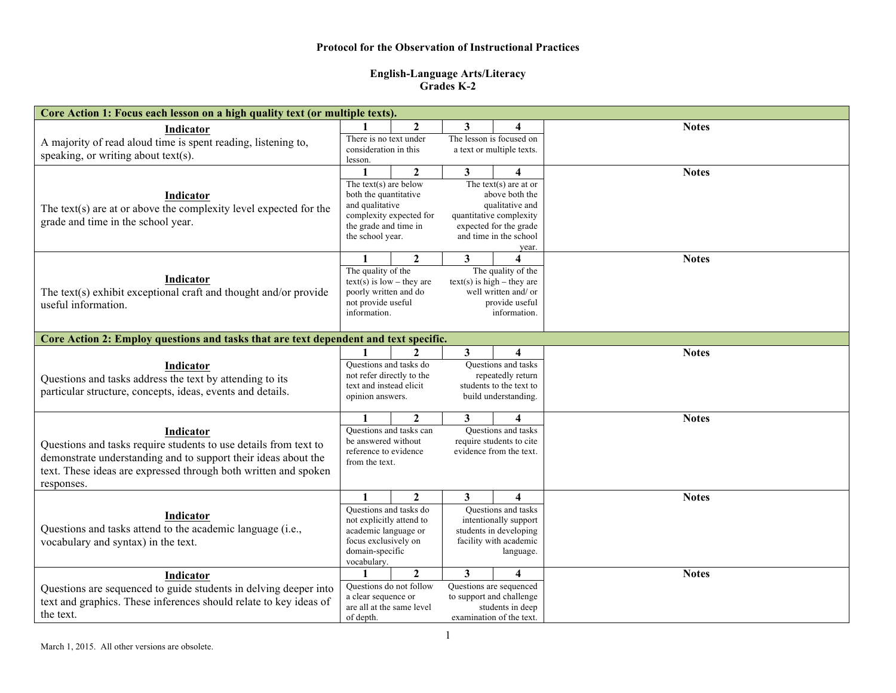**Protocol for the Observation of Instructional Practices**

**English-Language Arts/Literacy**
**Grades K-2**

| **Core Action 1: Focus each lesson on a high quality text (or multiple texts).** | | | | | |
|---|---|---|---|---|---|
| **Indicator** | **1** | **2** | **3** | **4** | **Notes** |
| A majority of read aloud time is spent reading, listening to, speaking, or writing about text(s). | There is no text under consideration in this lesson. | | | The lesson is focused on a text or multiple texts. | |
| **Indicator** | **1** | **2** | **3** | **4** | **Notes** |
| The text(s) are at or above the complexity level expected for the grade and time in the school year. | The text(s) are below both the quantitative and qualitative complexity expected for the grade and time in the school year. | | | The text(s) are at or above both the qualitative and quantitative complexity expected for the grade and time in the school year. | |
| **Indicator** | **1** | **2** | **3** | **4** | **Notes** |
| The text(s) exhibit exceptional craft and thought and/or provide useful information. | The quality of the text(s) is low – they are poorly written and do not provide useful information. | | | The quality of the text(s) is high – they are well written and/ or provide useful information. | |

| **Core Action 2: Employ questions and tasks that are text dependent and text specific.** | | | | | |
|---|---|---|---|---|---|
| **Indicator** | **1** | **2** | **3** | **4** | **Notes** |
| Questions and tasks address the text by attending to its particular structure, concepts, ideas, events and details. | Questions and tasks do not refer directly to the text and instead elicit opinion answers. | | | Questions and tasks repeatedly return students to the text to build understanding. | |
| **Indicator** | **1** | **2** | **3** | **4** | **Notes** |
| Questions and tasks require students to use details from text to demonstrate understanding and to support their ideas about the text. These ideas are expressed through both written and spoken responses. | Questions and tasks can be answered without reference to evidence from the text. | | | Questions and tasks require students to cite evidence from the text. | |
| **Indicator** | **1** | **2** | **3** | **4** | **Notes** |
| Questions and tasks attend to the academic language (i.e., vocabulary and syntax) in the text. | Questions and tasks do not explicitly attend to academic language or focus exclusively on domain-specific vocabulary. | | | Questions and tasks intentionally support students in developing facility with academic language. | |
| **Indicator** | **1** | **2** | **3** | **4** | **Notes** |
| Questions are sequenced to guide students in delving deeper into text and graphics. These inferences should relate to key ideas of the text. | Questions do not follow a clear sequence or are all at the same level of depth. | | | Questions are sequenced to support and challenge students in deep examination of the text. | |

March 1, 2015. All other versions are obsolete.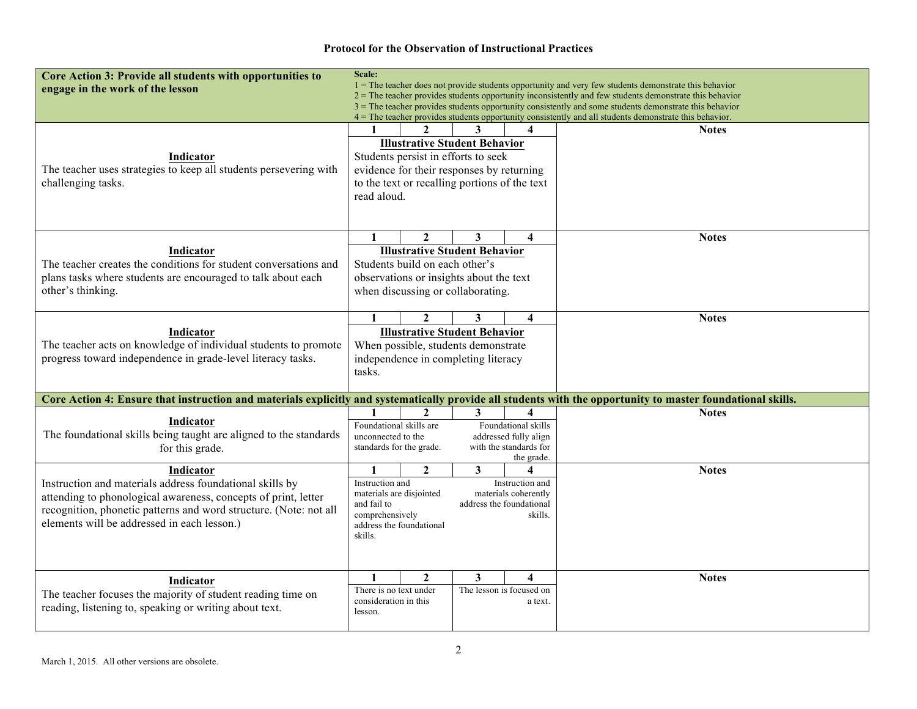**Protocol for the Observation of Instructional Practices**

| **Core Action 3: Provide all students with opportunities to engage in the work of the lesson** | **Scale:**<br>1 = The teacher does not provide students opportunity and very few students demonstrate this behavior<br>2 = The teacher provides students opportunity inconsistently and few students demonstrate this behavior<br>3 = The teacher provides students opportunity consistently and some students demonstrate this behavior<br>4 = The teacher provides students opportunity consistently and all students demonstrate this behavior. | |
|---|---|---|
| **Indicator**<br>The teacher uses strategies to keep all students persevering with challenging tasks. | **1 \| 2 \| 3 \| 4**<br>**Illustrative Student Behavior**<br>Students persist in efforts to seek evidence for their responses by returning to the text or recalling portions of the text read aloud. | **Notes** |
| **Indicator**<br>The teacher creates the conditions for student conversations and plans tasks where students are encouraged to talk about each other's thinking. | **1 \| 2 \| 3 \| 4**<br>**Illustrative Student Behavior**<br>Students build on each other's observations or insights about the text when discussing or collaborating. | **Notes** |
| **Indicator**<br>The teacher acts on knowledge of individual students to promote progress toward independence in grade-level literacy tasks. | **1 \| 2 \| 3 \| 4**<br>**Illustrative Student Behavior**<br>When possible, students demonstrate independence in completing literacy tasks. | **Notes** |
| **Core Action 4: Ensure that instruction and materials explicitly and systematically provide all students with the opportunity to master foundational skills.** | | |
| **Indicator**<br>The foundational skills being taught are aligned to the standards for this grade. | **1 \| 2 \| 3 \| 4**<br>Foundational skills are unconnected to the standards for the grade. — Foundational skills addressed fully align with the standards for the grade. | **Notes** |
| **Indicator**<br>Instruction and materials address foundational skills by attending to phonological awareness, concepts of print, letter recognition, phonetic patterns and word structure. (Note: not all elements will be addressed in each lesson.) | **1 \| 2 \| 3 \| 4**<br>Instruction and materials are disjointed and fail to comprehensively address the foundational skills. — Instruction and materials coherently address the foundational skills. | **Notes** |
| **Indicator**<br>The teacher focuses the majority of student reading time on reading, listening to, speaking or writing about text. | **1 \| 2 \| 3 \| 4**<br>There is no text under consideration in this lesson. — The lesson is focused on a text. | **Notes** |

March 1, 2015. All other versions are obsolete.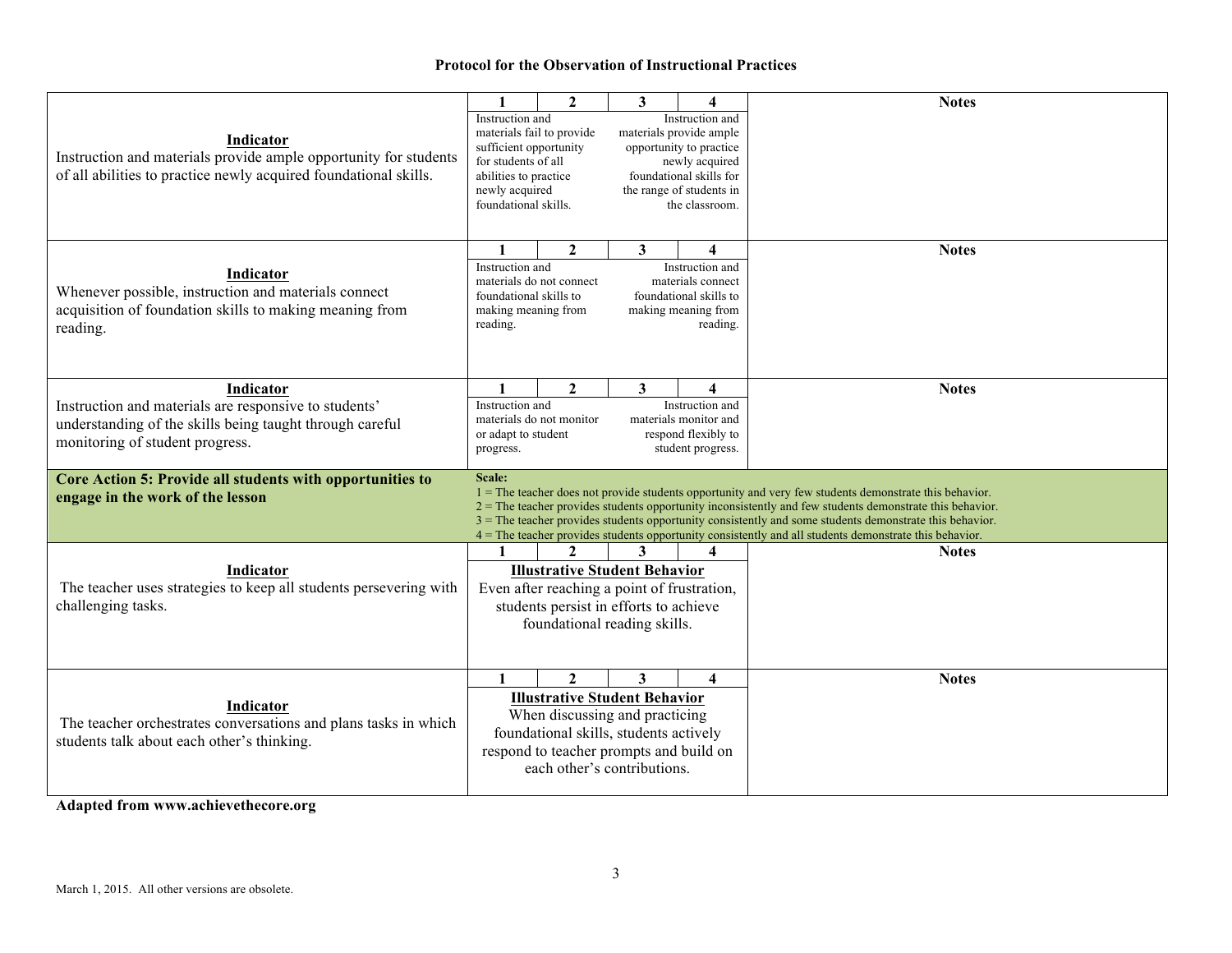**Protocol for the Observation of Instructional Practices**

| Indicator | 1 | 2 | 3 | 4 | Notes |
|---|---|---|---|---|---|
| **Indicator** Instruction and materials provide ample opportunity for students of all abilities to practice newly acquired foundational skills. | Instruction and materials fail to provide sufficient opportunity for students of all abilities to practice newly acquired foundational skills. | | | Instruction and materials provide ample opportunity to practice newly acquired foundational skills for the range of students in the classroom. | |
| **Indicator** Whenever possible, instruction and materials connect acquisition of foundation skills to making meaning from reading. | Instruction and materials do not connect foundational skills to making meaning from reading. | | | Instruction and materials connect foundational skills to making meaning from reading. | |
| **Indicator** Instruction and materials are responsive to students' understanding of the skills being taught through careful monitoring of student progress. | Instruction and materials do not monitor or adapt to student progress. | | | Instruction and materials monitor and respond flexibly to student progress. | |

**Core Action 5: Provide all students with opportunities to engage in the work of the lesson**

**Scale:**
1 = The teacher does not provide students opportunity and very few students demonstrate this behavior.
2 = The teacher provides students opportunity inconsistently and few students demonstrate this behavior.
3 = The teacher provides students opportunity consistently and some students demonstrate this behavior.
4 = The teacher provides students opportunity consistently and all students demonstrate this behavior.

| Indicator | 1 | 2 | 3 | 4 | Notes |
|---|---|---|---|---|---|
| **Indicator** The teacher uses strategies to keep all students persevering with challenging tasks. | **Illustrative Student Behavior** Even after reaching a point of frustration, students persist in efforts to achieve foundational reading skills. | | | | |
| **Indicator** The teacher orchestrates conversations and plans tasks in which students talk about each other's thinking. | **Illustrative Student Behavior** When discussing and practicing foundational skills, students actively respond to teacher prompts and build on each other's contributions. | | | | |

**Adapted from www.achievethecore.org**

March 1, 2015. All other versions are obsolete.